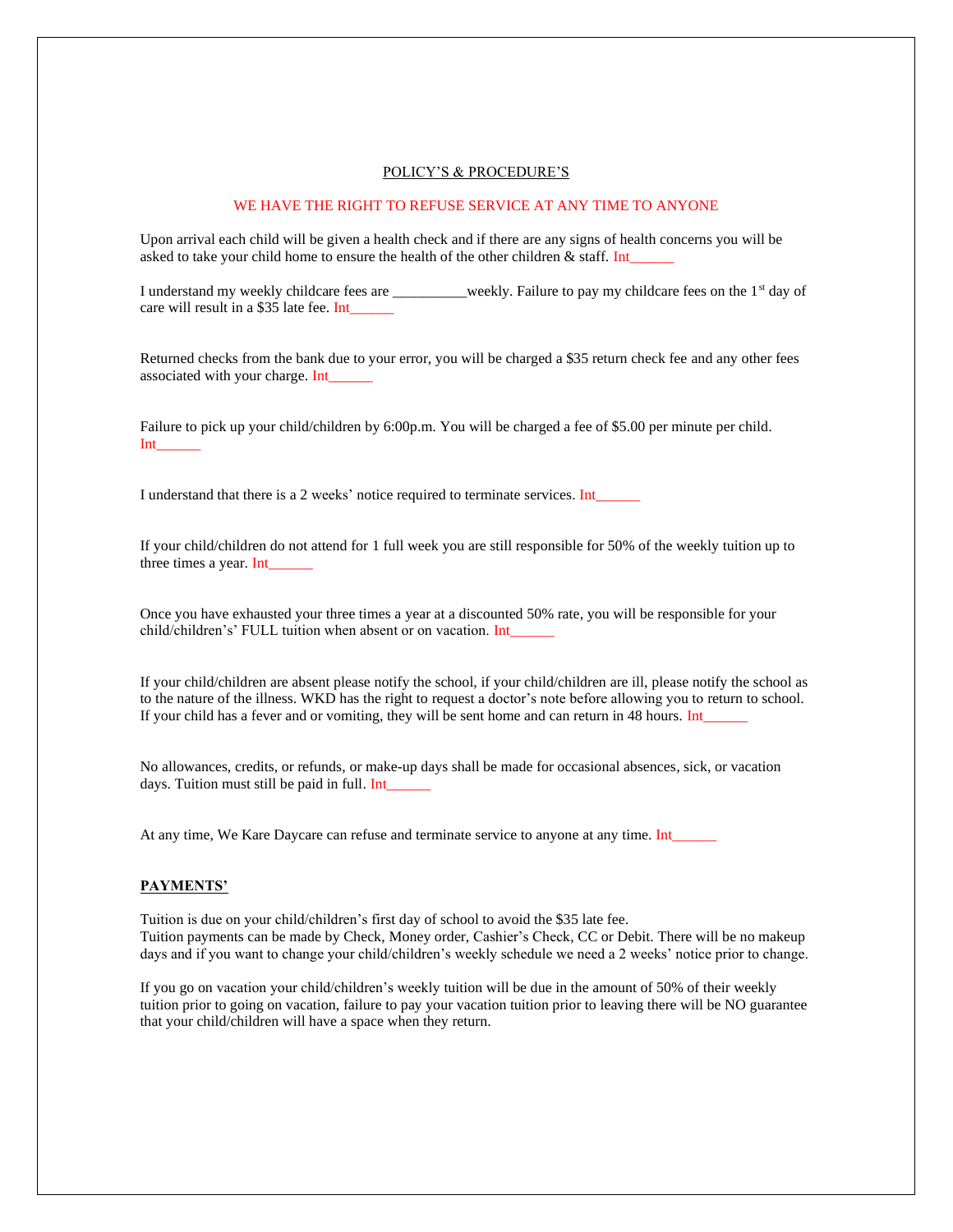POLICY'S & PROCEDURE'S

WE HAVE THE RIGHT TO REFUSE SERVICE AT ANY TIME TO ANYONE

Upon arrival each child will be given a health check and if there are any signs of health concerns you will be asked to take your child home to ensure the health of the other children & staff. Int______

I understand my weekly childcare fees are __________weekly. Failure to pay my childcare fees on the 1st day of care will result in a $35 late fee. Int______

Returned checks from the bank due to your error, you will be charged a $35 return check fee and any other fees associated with your charge. Int______

Failure to pick up your child/children by 6:00p.m. You will be charged a fee of $5.00 per minute per child. Int______

I understand that there is a 2 weeks' notice required to terminate services. Int______

If your child/children do not attend for 1 full week you are still responsible for 50% of the weekly tuition up to three times a year. Int______

Once you have exhausted your three times a year at a discounted 50% rate, you will be responsible for your child/children's' FULL tuition when absent or on vacation. Int______

If your child/children are absent please notify the school, if your child/children are ill, please notify the school as to the nature of the illness. WKD has the right to request a doctor's note before allowing you to return to school. If your child has a fever and or vomiting, they will be sent home and can return in 48 hours. Int______

No allowances, credits, or refunds, or make-up days shall be made for occasional absences, sick, or vacation days. Tuition must still be paid in full. Int______

At any time, We Kare Daycare can refuse and terminate service to anyone at any time. Int______

**PAYMENTS'**

Tuition is due on your child/children's first day of school to avoid the $35 late fee.
Tuition payments can be made by Check, Money order, Cashier's Check, CC or Debit. There will be no makeup days and if you want to change your child/children's weekly schedule we need a 2 weeks' notice prior to change.

If you go on vacation your child/children's weekly tuition will be due in the amount of 50% of their weekly tuition prior to going on vacation, failure to pay your vacation tuition prior to leaving there will be NO guarantee that your child/children will have a space when they return.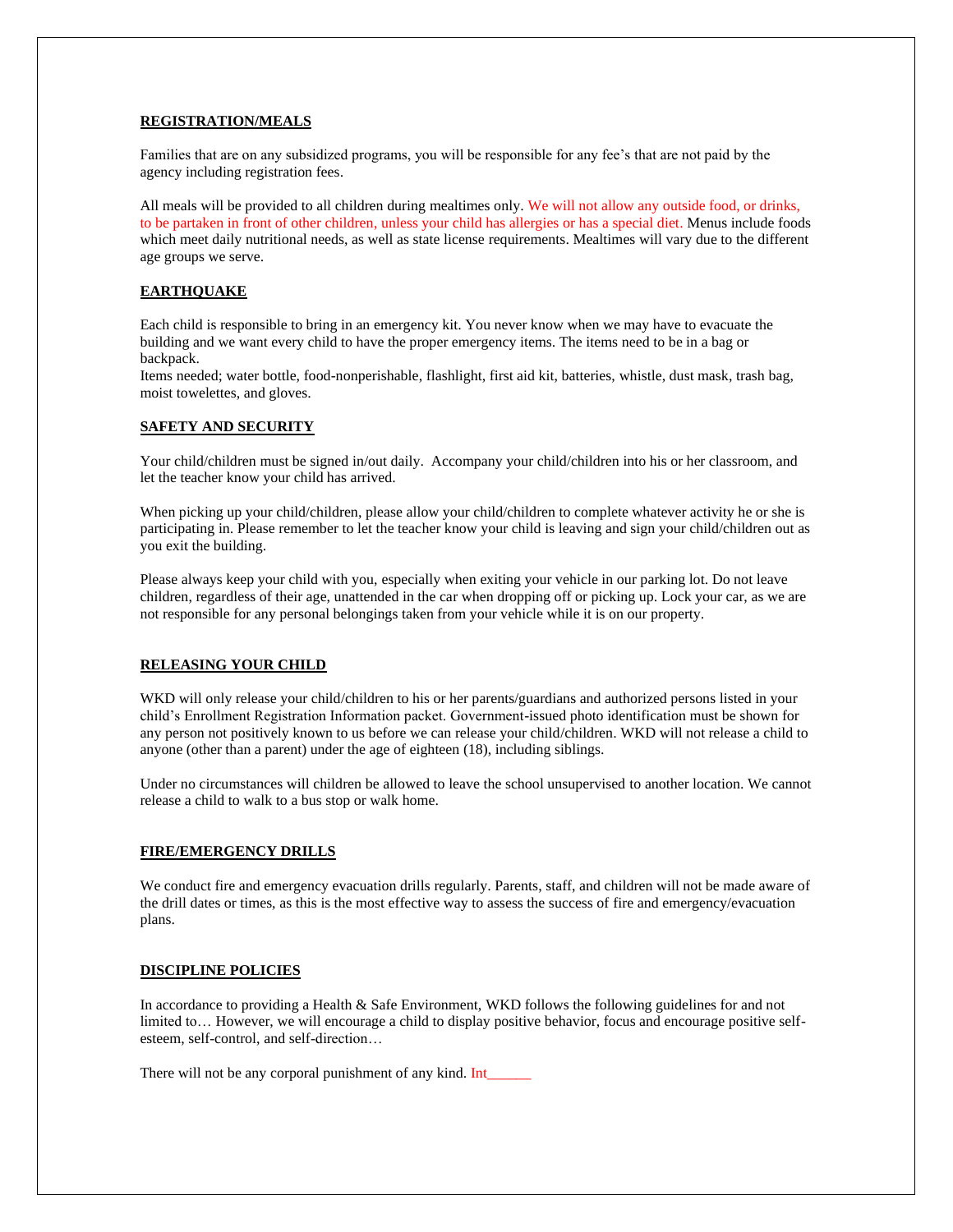## REGISTRATION/MEALS

Families that are on any subsidized programs, you will be responsible for any fee's that are not paid by the agency including registration fees.

All meals will be provided to all children during mealtimes only. We will not allow any outside food, or drinks, to be partaken in front of other children, unless your child has allergies or has a special diet. Menus include foods which meet daily nutritional needs, as well as state license requirements. Mealtimes will vary due to the different age groups we serve.

## EARTHQUAKE

Each child is responsible to bring in an emergency kit. You never know when we may have to evacuate the building and we want every child to have the proper emergency items. The items need to be in a bag or backpack.
Items needed; water bottle, food-nonperishable, flashlight, first aid kit, batteries, whistle, dust mask, trash bag, moist towelettes, and gloves.

## SAFETY AND SECURITY

Your child/children must be signed in/out daily. Accompany your child/children into his or her classroom, and let the teacher know your child has arrived.

When picking up your child/children, please allow your child/children to complete whatever activity he or she is participating in. Please remember to let the teacher know your child is leaving and sign your child/children out as you exit the building.

Please always keep your child with you, especially when exiting your vehicle in our parking lot. Do not leave children, regardless of their age, unattended in the car when dropping off or picking up. Lock your car, as we are not responsible for any personal belongings taken from your vehicle while it is on our property.

## RELEASING YOUR CHILD

WKD will only release your child/children to his or her parents/guardians and authorized persons listed in your child's Enrollment Registration Information packet. Government-issued photo identification must be shown for any person not positively known to us before we can release your child/children. WKD will not release a child to anyone (other than a parent) under the age of eighteen (18), including siblings.

Under no circumstances will children be allowed to leave the school unsupervised to another location. We cannot release a child to walk to a bus stop or walk home.

## FIRE/EMERGENCY DRILLS

We conduct fire and emergency evacuation drills regularly. Parents, staff, and children will not be made aware of the drill dates or times, as this is the most effective way to assess the success of fire and emergency/evacuation plans.

## DISCIPLINE POLICIES

In accordance to providing a Health & Safe Environment, WKD follows the following guidelines for and not limited to… However, we will encourage a child to display positive behavior, focus and encourage positive self-esteem, self-control, and self-direction…

There will not be any corporal punishment of any kind. Int______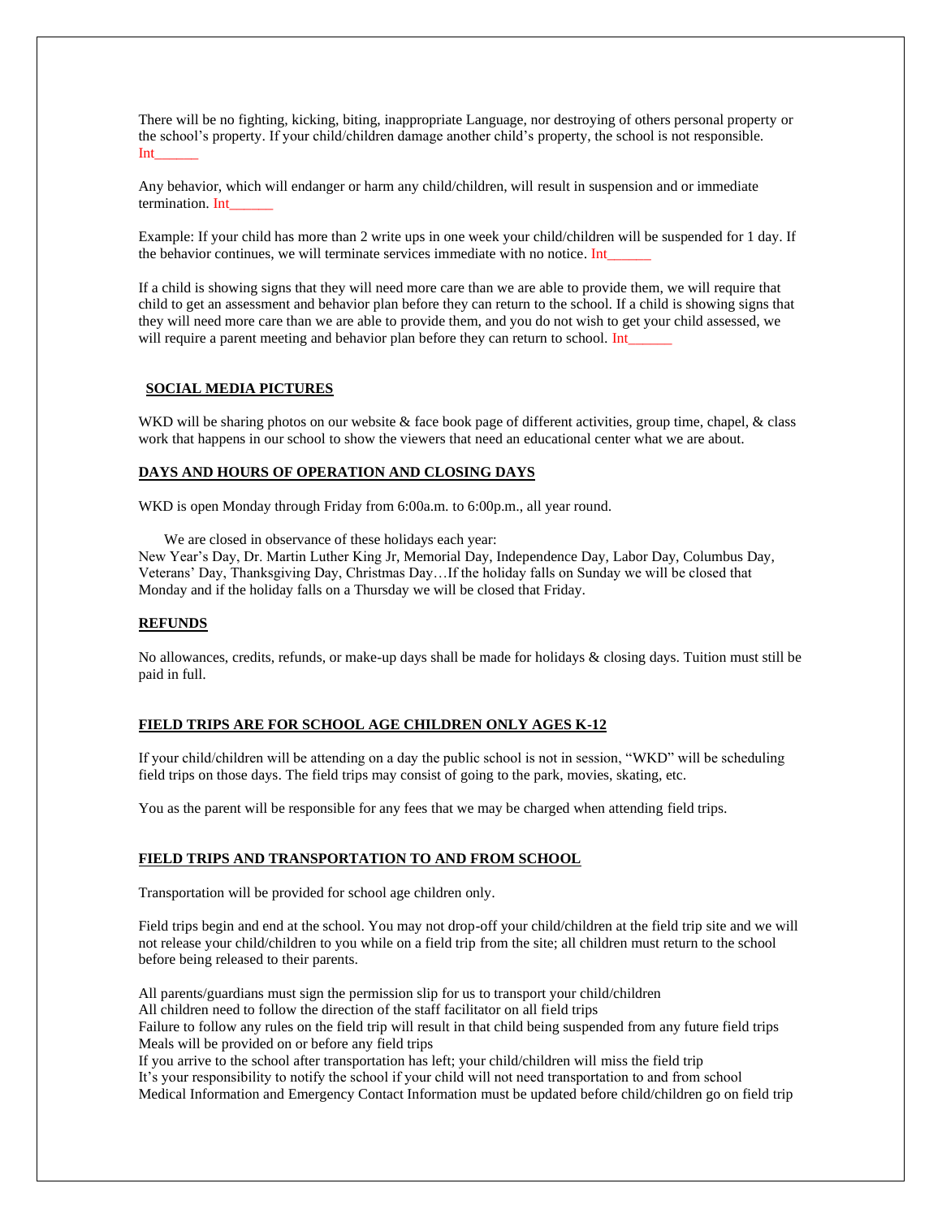There will be no fighting, kicking, biting, inappropriate Language, nor destroying of others personal property or the school's property. If your child/children damage another child's property, the school is not responsible. Int______

Any behavior, which will endanger or harm any child/children, will result in suspension and or immediate termination. Int______

Example: If your child has more than 2 write ups in one week your child/children will be suspended for 1 day. If the behavior continues, we will terminate services immediate with no notice. Int______

If a child is showing signs that they will need more care than we are able to provide them, we will require that child to get an assessment and behavior plan before they can return to the school. If a child is showing signs that they will need more care than we are able to provide them, and you do not wish to get your child assessed, we will require a parent meeting and behavior plan before they can return to school. Int______

## SOCIAL MEDIA PICTURES

WKD will be sharing photos on our website & face book page of different activities, group time, chapel, & class work that happens in our school to show the viewers that need an educational center what we are about.

## DAYS AND HOURS OF OPERATION AND CLOSING DAYS

WKD is open Monday through Friday from 6:00a.m. to 6:00p.m., all year round.

We are closed in observance of these holidays each year:
New Year's Day, Dr. Martin Luther King Jr, Memorial Day, Independence Day, Labor Day, Columbus Day, Veterans' Day, Thanksgiving Day, Christmas Day…If the holiday falls on Sunday we will be closed that Monday and if the holiday falls on a Thursday we will be closed that Friday.

## REFUNDS

No allowances, credits, refunds, or make-up days shall be made for holidays & closing days. Tuition must still be paid in full.

## FIELD TRIPS ARE FOR SCHOOL AGE CHILDREN ONLY AGES K-12

If your child/children will be attending on a day the public school is not in session, "WKD" will be scheduling field trips on those days. The field trips may consist of going to the park, movies, skating, etc.

You as the parent will be responsible for any fees that we may be charged when attending field trips.

## FIELD TRIPS AND TRANSPORTATION TO AND FROM SCHOOL

Transportation will be provided for school age children only.

Field trips begin and end at the school. You may not drop-off your child/children at the field trip site and we will not release your child/children to you while on a field trip from the site; all children must return to the school before being released to their parents.

All parents/guardians must sign the permission slip for us to transport your child/children
All children need to follow the direction of the staff facilitator on all field trips
Failure to follow any rules on the field trip will result in that child being suspended from any future field trips
Meals will be provided on or before any field trips
If you arrive to the school after transportation has left; your child/children will miss the field trip
It's your responsibility to notify the school if your child will not need transportation to and from school
Medical Information and Emergency Contact Information must be updated before child/children go on field trip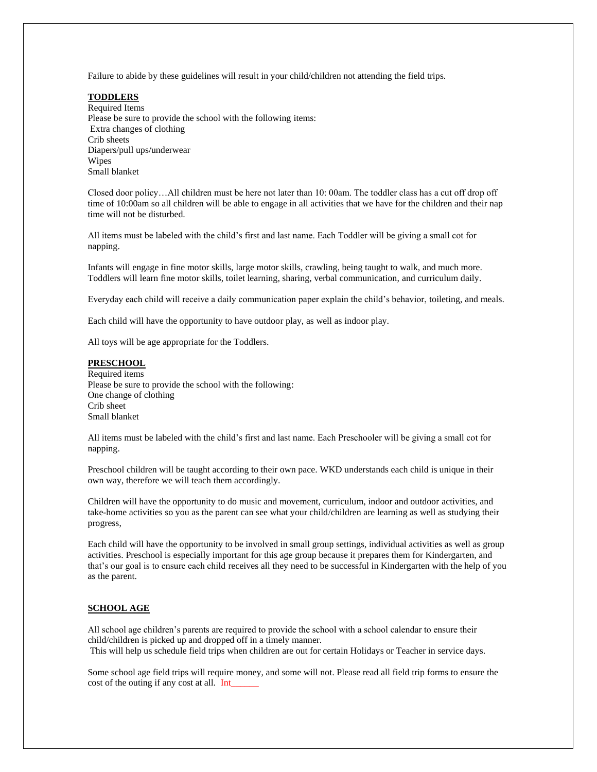Failure to abide by these guidelines will result in your child/children not attending the field trips.

**TODDLERS**

Required Items
Please be sure to provide the school with the following items:
Extra changes of clothing
Crib sheets
Diapers/pull ups/underwear
Wipes
Small blanket

Closed door policy…All children must be here not later than 10: 00am. The toddler class has a cut off drop off time of 10:00am so all children will be able to engage in all activities that we have for the children and their nap time will not be disturbed.

All items must be labeled with the child's first and last name. Each Toddler will be giving a small cot for napping.

Infants will engage in fine motor skills, large motor skills, crawling, being taught to walk, and much more. Toddlers will learn fine motor skills, toilet learning, sharing, verbal communication, and curriculum daily.

Everyday each child will receive a daily communication paper explain the child's behavior, toileting, and meals.

Each child will have the opportunity to have outdoor play, as well as indoor play.

All toys will be age appropriate for the Toddlers.

**PRESCHOOL**

Required items
Please be sure to provide the school with the following:
One change of clothing
Crib sheet
Small blanket

All items must be labeled with the child's first and last name. Each Preschooler will be giving a small cot for napping.

Preschool children will be taught according to their own pace. WKD understands each child is unique in their own way, therefore we will teach them accordingly.

Children will have the opportunity to do music and movement, curriculum, indoor and outdoor activities, and take-home activities so you as the parent can see what your child/children are learning as well as studying their progress,

Each child will have the opportunity to be involved in small group settings, individual activities as well as group activities. Preschool is especially important for this age group because it prepares them for Kindergarten, and that's our goal is to ensure each child receives all they need to be successful in Kindergarten with the help of you as the parent.

**SCHOOL AGE**

All school age children's parents are required to provide the school with a school calendar to ensure their child/children is picked up and dropped off in a timely manner.
This will help us schedule field trips when children are out for certain Holidays or Teacher in service days.

Some school age field trips will require money, and some will not. Please read all field trip forms to ensure the cost of the outing if any cost at all. Int______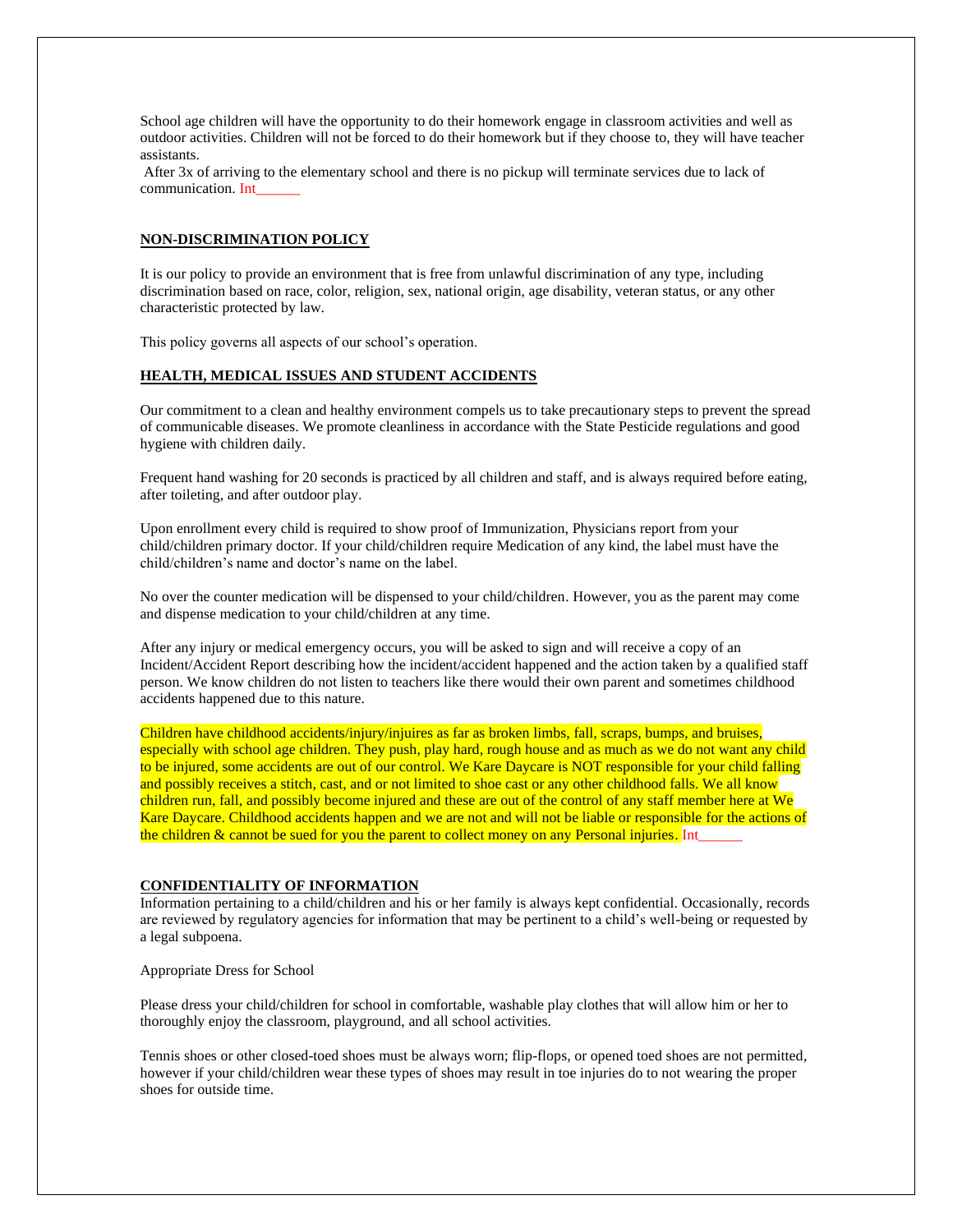School age children will have the opportunity to do their homework engage in classroom activities and well as outdoor activities. Children will not be forced to do their homework but if they choose to, they will have teacher assistants.

After 3x of arriving to the elementary school and there is no pickup will terminate services due to lack of communication. Int______

## **NON-DISCRIMINATION POLICY**

It is our policy to provide an environment that is free from unlawful discrimination of any type, including discrimination based on race, color, religion, sex, national origin, age disability, veteran status, or any other characteristic protected by law.

This policy governs all aspects of our school's operation.

## **HEALTH, MEDICAL ISSUES AND STUDENT ACCIDENTS**

Our commitment to a clean and healthy environment compels us to take precautionary steps to prevent the spread of communicable diseases. We promote cleanliness in accordance with the State Pesticide regulations and good hygiene with children daily.

Frequent hand washing for 20 seconds is practiced by all children and staff, and is always required before eating, after toileting, and after outdoor play.

Upon enrollment every child is required to show proof of Immunization, Physicians report from your child/children primary doctor. If your child/children require Medication of any kind, the label must have the child/children's name and doctor's name on the label.

No over the counter medication will be dispensed to your child/children. However, you as the parent may come and dispense medication to your child/children at any time.

After any injury or medical emergency occurs, you will be asked to sign and will receive a copy of an Incident/Accident Report describing how the incident/accident happened and the action taken by a qualified staff person. We know children do not listen to teachers like there would their own parent and sometimes childhood accidents happened due to this nature.

Children have childhood accidents/injury/injuires as far as broken limbs, fall, scraps, bumps, and bruises, especially with school age children. They push, play hard, rough house and as much as we do not want any child to be injured, some accidents are out of our control. We Kare Daycare is NOT responsible for your child falling and possibly receives a stitch, cast, and or not limited to shoe cast or any other childhood falls. We all know children run, fall, and possibly become injured and these are out of the control of any staff member here at We Kare Daycare. Childhood accidents happen and we are not and will not be liable or responsible for the actions of the children & cannot be sued for you the parent to collect money on any Personal injuries. Int______

## **CONFIDENTIALITY OF INFORMATION**

Information pertaining to a child/children and his or her family is always kept confidential. Occasionally, records are reviewed by regulatory agencies for information that may be pertinent to a child's well-being or requested by a legal subpoena.

Appropriate Dress for School

Please dress your child/children for school in comfortable, washable play clothes that will allow him or her to thoroughly enjoy the classroom, playground, and all school activities.

Tennis shoes or other closed-toed shoes must be always worn; flip-flops, or opened toed shoes are not permitted, however if your child/children wear these types of shoes may result in toe injuries do to not wearing the proper shoes for outside time.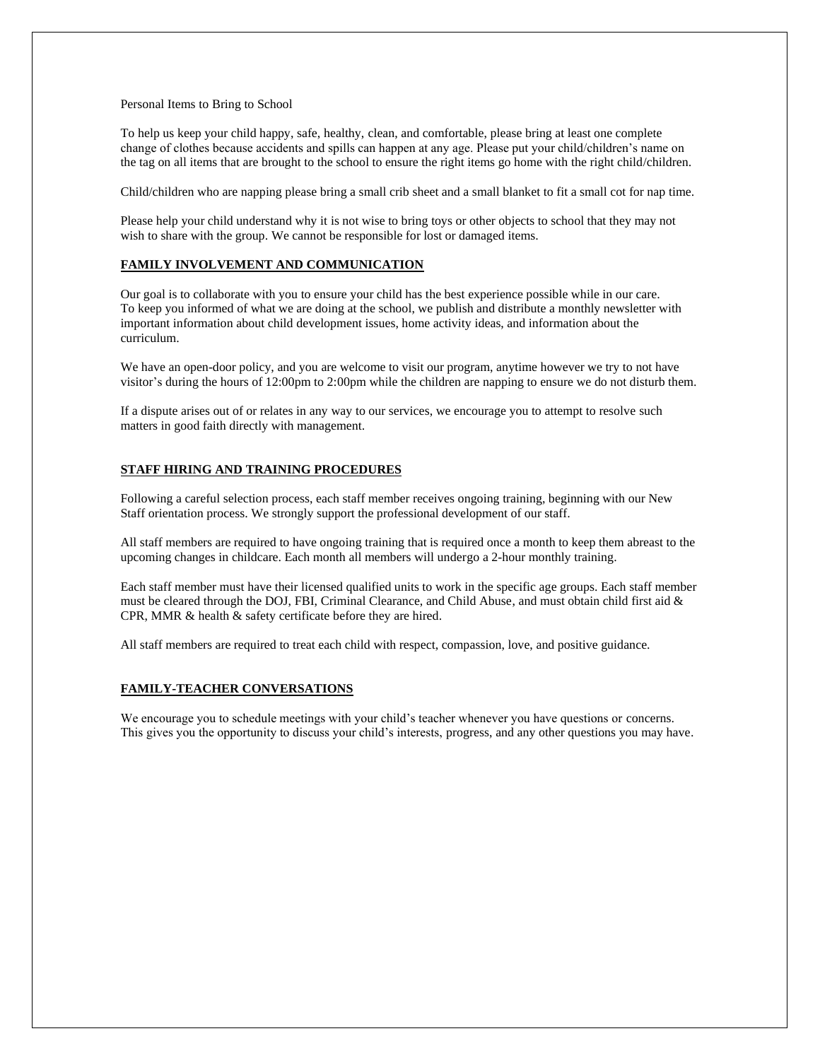Personal Items to Bring to School

To help us keep your child happy, safe, healthy, clean, and comfortable, please bring at least one complete change of clothes because accidents and spills can happen at any age. Please put your child/children's name on the tag on all items that are brought to the school to ensure the right items go home with the right child/children.

Child/children who are napping please bring a small crib sheet and a small blanket to fit a small cot for nap time.

Please help your child understand why it is not wise to bring toys or other objects to school that they may not wish to share with the group. We cannot be responsible for lost or damaged items.

## FAMILY INVOLVEMENT AND COMMUNICATION

Our goal is to collaborate with you to ensure your child has the best experience possible while in our care. To keep you informed of what we are doing at the school, we publish and distribute a monthly newsletter with important information about child development issues, home activity ideas, and information about the curriculum.

We have an open-door policy, and you are welcome to visit our program, anytime however we try to not have visitor's during the hours of 12:00pm to 2:00pm while the children are napping to ensure we do not disturb them.

If a dispute arises out of or relates in any way to our services, we encourage you to attempt to resolve such matters in good faith directly with management.

## STAFF HIRING AND TRAINING PROCEDURES

Following a careful selection process, each staff member receives ongoing training, beginning with our New Staff orientation process. We strongly support the professional development of our staff.

All staff members are required to have ongoing training that is required once a month to keep them abreast to the upcoming changes in childcare. Each month all members will undergo a 2-hour monthly training.

Each staff member must have their licensed qualified units to work in the specific age groups. Each staff member must be cleared through the DOJ, FBI, Criminal Clearance, and Child Abuse, and must obtain child first aid & CPR, MMR & health & safety certificate before they are hired.

All staff members are required to treat each child with respect, compassion, love, and positive guidance.

## FAMILY-TEACHER CONVERSATIONS

We encourage you to schedule meetings with your child's teacher whenever you have questions or concerns. This gives you the opportunity to discuss your child's interests, progress, and any other questions you may have.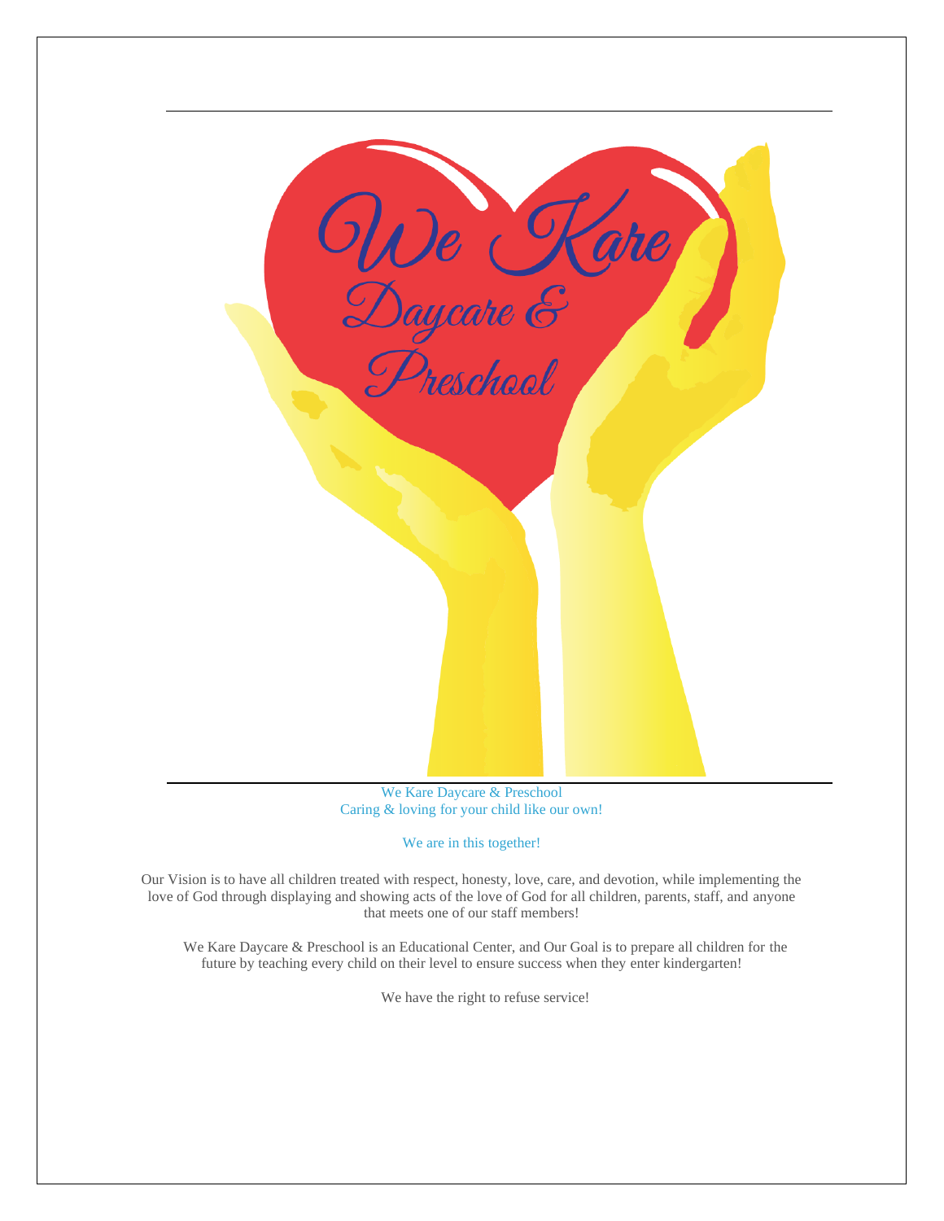We Kare Daycare & Preschool

We Kare Daycare & Preschool
Caring & loving for your child like our own!

We are in this together!

Our Vision is to have all children treated with respect, honesty, love, care, and devotion, while implementing the love of God through displaying and showing acts of the love of God for all children, parents, staff, and anyone that meets one of our staff members!

We Kare Daycare & Preschool is an Educational Center, and Our Goal is to prepare all children for the future by teaching every child on their level to ensure success when they enter kindergarten!

We have the right to refuse service!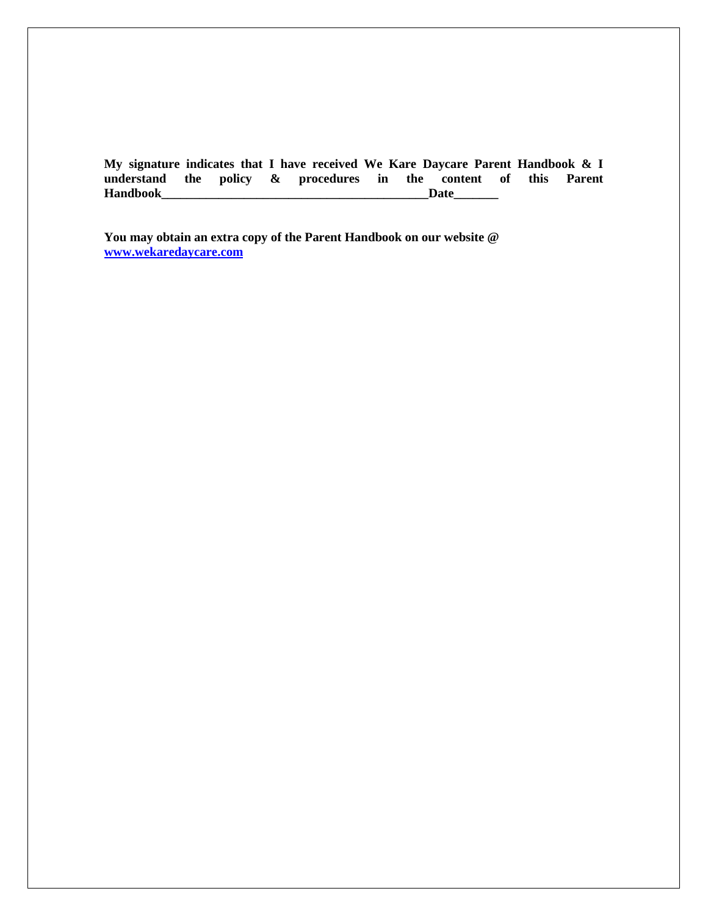**My signature indicates that I have received We Kare Daycare Parent Handbook & I understand the policy & procedures in the content of this Parent Handbook____________________________________________Date_______**

**You may obtain an extra copy of the Parent Handbook on our website @ [www.wekaredaycare.com](http://www.wekaredaycare.com)**